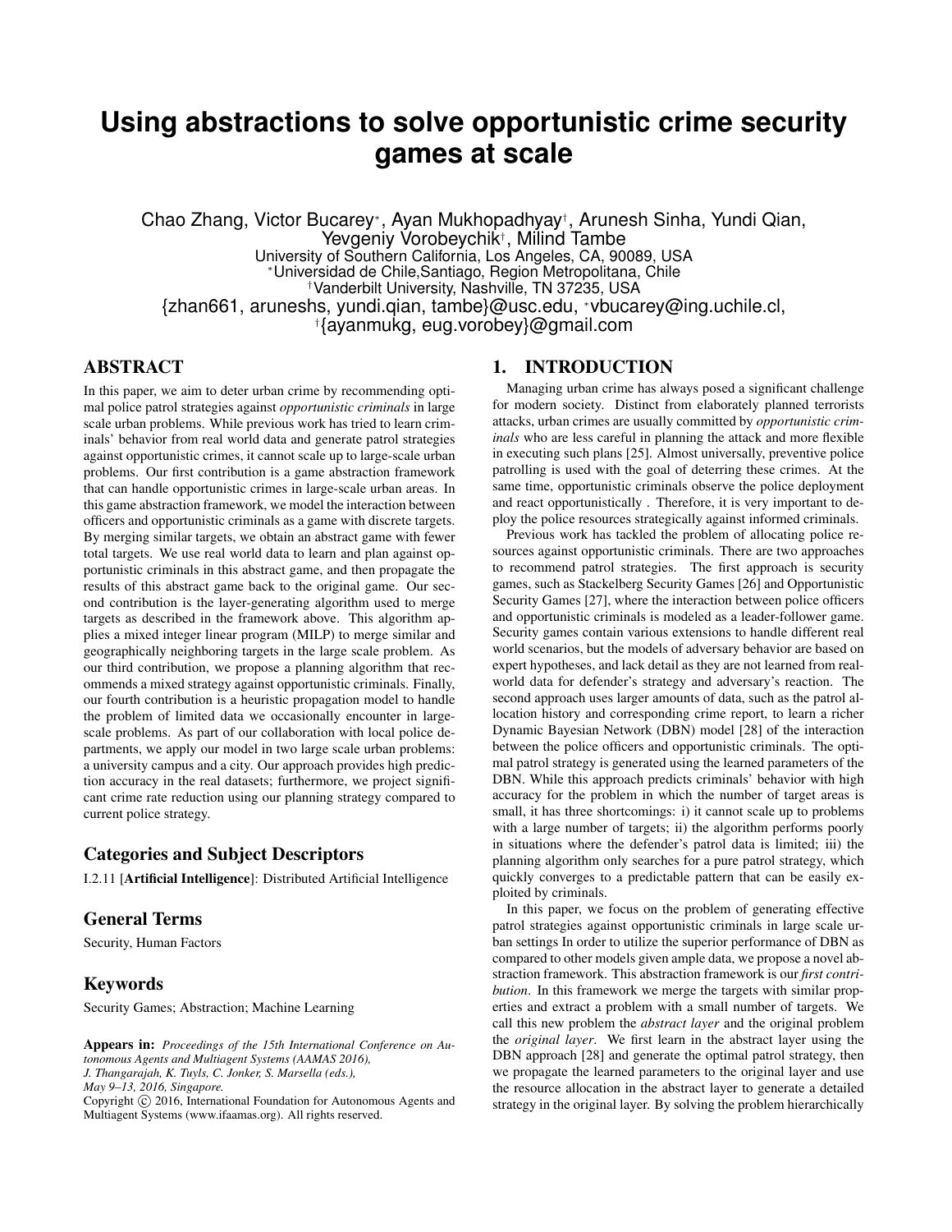# Using abstractions to solve opportunistic crime security games at scale

Chao Zhang, Victor Bucarey*, Ayan Mukhopadhyay†, Arunesh Sinha, Yundi Qian, Yevgeniy Vorobeychik†, Milind Tambe

University of Southern California, Los Angeles, CA, 90089, USA

*Universidad de Chile,Santiago, Region Metropolitana, Chile

†Vanderbilt University, Nashville, TN 37235, USA

{zhan661, aruneshs, yundi.qian, tambe}@usc.edu, *vbucarey@ing.uchile.cl, †{ayanmukg, eug.vorobey}@gmail.com

## ABSTRACT

In this paper, we aim to deter urban crime by recommending optimal police patrol strategies against *opportunistic criminals* in large scale urban problems. While previous work has tried to learn criminals' behavior from real world data and generate patrol strategies against opportunistic crimes, it cannot scale up to large-scale urban problems. Our first contribution is a game abstraction framework that can handle opportunistic crimes in large-scale urban areas. In this game abstraction framework, we model the interaction between officers and opportunistic criminals as a game with discrete targets. By merging similar targets, we obtain an abstract game with fewer total targets. We use real world data to learn and plan against opportunistic criminals in this abstract game, and then propagate the results of this abstract game back to the original game. Our second contribution is the layer-generating algorithm used to merge targets as described in the framework above. This algorithm applies a mixed integer linear program (MILP) to merge similar and geographically neighboring targets in the large scale problem. As our third contribution, we propose a planning algorithm that recommends a mixed strategy against opportunistic criminals. Finally, our fourth contribution is a heuristic propagation model to handle the problem of limited data we occasionally encounter in large-scale problems. As part of our collaboration with local police departments, we apply our model in two large scale urban problems: a university campus and a city. Our approach provides high prediction accuracy in the real datasets; furthermore, we project significant crime rate reduction using our planning strategy compared to current police strategy.

## Categories and Subject Descriptors

I.2.11 [**Artificial Intelligence**]: Distributed Artificial Intelligence

## General Terms

Security, Human Factors

## Keywords

Security Games; Abstraction; Machine Learning

**Appears in:** *Proceedings of the 15th International Conference on Autonomous Agents and Multiagent Systems (AAMAS 2016), J. Thangarajah, K. Tuyls, C. Jonker, S. Marsella (eds.), May 9–13, 2016, Singapore.*

Copyright © 2016, International Foundation for Autonomous Agents and Multiagent Systems (www.ifaamas.org). All rights reserved.

## 1. INTRODUCTION

Managing urban crime has always posed a significant challenge for modern society. Distinct from elaborately planned terrorists attacks, urban crimes are usually committed by *opportunistic criminals* who are less careful in planning the attack and more flexible in executing such plans [25]. Almost universally, preventive police patrolling is used with the goal of deterring these crimes. At the same time, opportunistic criminals observe the police deployment and react opportunistically . Therefore, it is very important to deploy the police resources strategically against informed criminals.

Previous work has tackled the problem of allocating police resources against opportunistic criminals. There are two approaches to recommend patrol strategies. The first approach is security games, such as Stackelberg Security Games [26] and Opportunistic Security Games [27], where the interaction between police officers and opportunistic criminals is modeled as a leader-follower game. Security games contain various extensions to handle different real world scenarios, but the models of adversary behavior are based on expert hypotheses, and lack detail as they are not learned from real-world data for defender's strategy and adversary's reaction. The second approach uses larger amounts of data, such as the patrol allocation history and corresponding crime report, to learn a richer Dynamic Bayesian Network (DBN) model [28] of the interaction between the police officers and opportunistic criminals. The optimal patrol strategy is generated using the learned parameters of the DBN. While this approach predicts criminals' behavior with high accuracy for the problem in which the number of target areas is small, it has three shortcomings: i) it cannot scale up to problems with a large number of targets; ii) the algorithm performs poorly in situations where the defender's patrol data is limited; iii) the planning algorithm only searches for a pure patrol strategy, which quickly converges to a predictable pattern that can be easily exploited by criminals.

In this paper, we focus on the problem of generating effective patrol strategies against opportunistic criminals in large scale urban settings In order to utilize the superior performance of DBN as compared to other models given ample data, we propose a novel abstraction framework. This abstraction framework is our *first contribution*. In this framework we merge the targets with similar properties and extract a problem with a small number of targets. We call this new problem the *abstract layer* and the original problem the *original layer*. We first learn in the abstract layer using the DBN approach [28] and generate the optimal patrol strategy, then we propagate the learned parameters to the original layer and use the resource allocation in the abstract layer to generate a detailed strategy in the original layer. By solving the problem hierarchically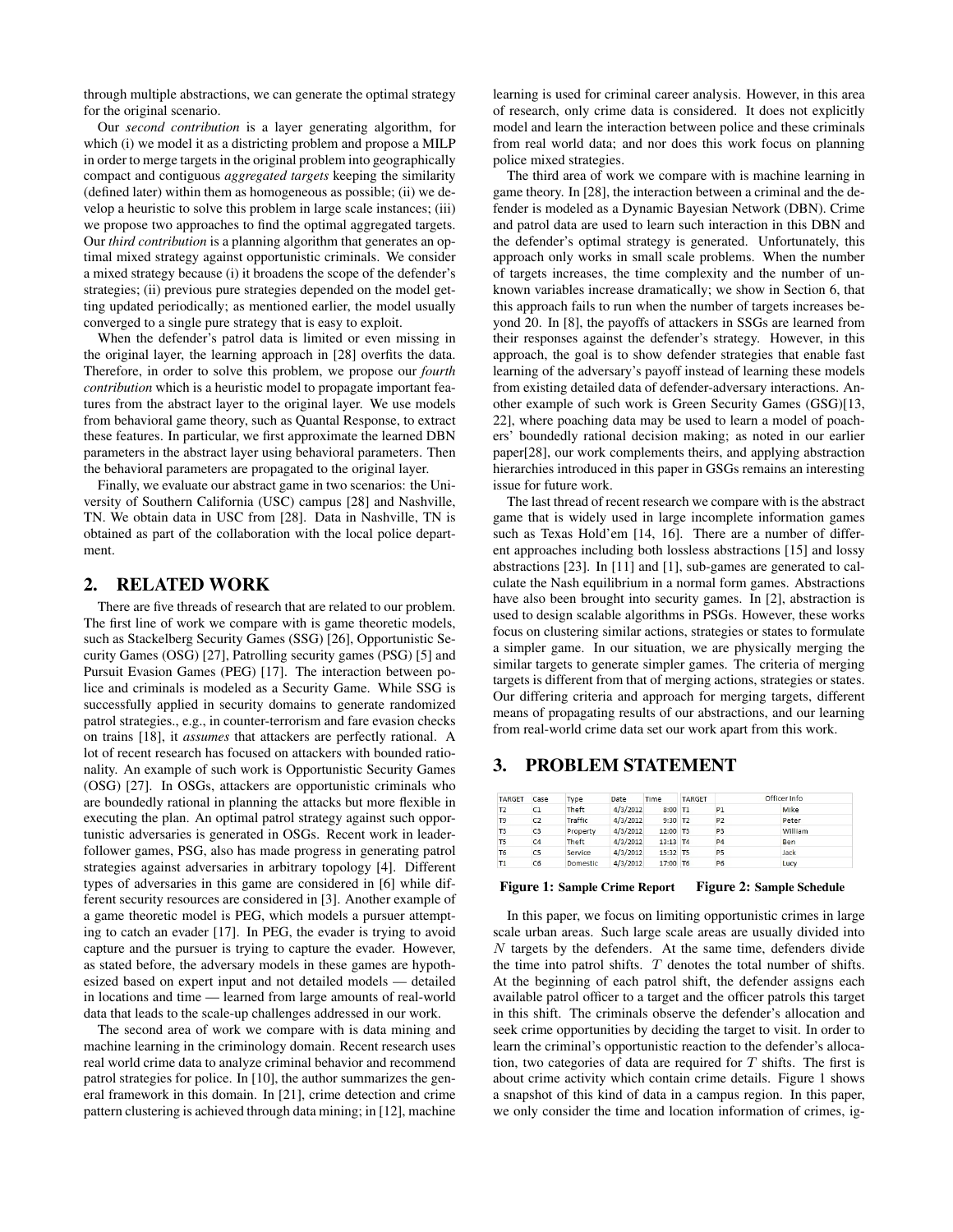through multiple abstractions, we can generate the optimal strategy for the original scenario.

Our *second contribution* is a layer generating algorithm, for which (i) we model it as a districting problem and propose a MILP in order to merge targets in the original problem into geographically compact and contiguous *aggregated targets* keeping the similarity (defined later) within them as homogeneous as possible; (ii) we develop a heuristic to solve this problem in large scale instances; (iii) we propose two approaches to find the optimal aggregated targets. Our *third contribution* is a planning algorithm that generates an optimal mixed strategy against opportunistic criminals. We consider a mixed strategy because (i) it broadens the scope of the defender's strategies; (ii) previous pure strategies depended on the model getting updated periodically; as mentioned earlier, the model usually converged to a single pure strategy that is easy to exploit.

When the defender's patrol data is limited or even missing in the original layer, the learning approach in [28] overfits the data. Therefore, in order to solve this problem, we propose our *fourth contribution* which is a heuristic model to propagate important features from the abstract layer to the original layer. We use models from behavioral game theory, such as Quantal Response, to extract these features. In particular, we first approximate the learned DBN parameters in the abstract layer using behavioral parameters. Then the behavioral parameters are propagated to the original layer.

Finally, we evaluate our abstract game in two scenarios: the University of Southern California (USC) campus [28] and Nashville, TN. We obtain data in USC from [28]. Data in Nashville, TN is obtained as part of the collaboration with the local police department.

## 2. RELATED WORK

There are five threads of research that are related to our problem. The first line of work we compare with is game theoretic models, such as Stackelberg Security Games (SSG) [26], Opportunistic Security Games (OSG) [27], Patrolling security games (PSG) [5] and Pursuit Evasion Games (PEG) [17]. The interaction between police and criminals is modeled as a Security Game. While SSG is successfully applied in security domains to generate randomized patrol strategies., e.g., in counter-terrorism and fare evasion checks on trains [18], it *assumes* that attackers are perfectly rational. A lot of recent research has focused on attackers with bounded rationality. An example of such work is Opportunistic Security Games (OSG) [27]. In OSGs, attackers are opportunistic criminals who are boundedly rational in planning the attacks but more flexible in executing the plan. An optimal patrol strategy against such opportunistic adversaries is generated in OSGs. Recent work in leader-follower games, PSG, also has made progress in generating patrol strategies against adversaries in arbitrary topology [4]. Different types of adversaries in this game are considered in [6] while different security resources are considered in [3]. Another example of a game theoretic model is PEG, which models a pursuer attempting to catch an evader [17]. In PEG, the evader is trying to avoid capture and the pursuer is trying to capture the evader. However, as stated before, the adversary models in these games are hypothesized based on expert input and not detailed models — detailed in locations and time — learned from large amounts of real-world data that leads to the scale-up challenges addressed in our work.

The second area of work we compare with is data mining and machine learning in the criminology domain. Recent research uses real world crime data to analyze criminal behavior and recommend patrol strategies for police. In [10], the author summarizes the general framework in this domain. In [21], crime detection and crime pattern clustering is achieved through data mining; in [12], machine learning is used for criminal career analysis. However, in this area of research, only crime data is considered. It does not explicitly model and learn the interaction between police and these criminals from real world data; and nor does this work focus on planning police mixed strategies.

The third area of work we compare with is machine learning in game theory. In [28], the interaction between a criminal and the defender is modeled as a Dynamic Bayesian Network (DBN). Crime and patrol data are used to learn such interaction in this DBN and the defender's optimal strategy is generated. Unfortunately, this approach only works in small scale problems. When the number of targets increases, the time complexity and the number of unknown variables increase dramatically; we show in Section 6, that this approach fails to run when the number of targets increases beyond 20. In [8], the payoffs of attackers in SSGs are learned from their responses against the defender's strategy. However, in this approach, the goal is to show defender strategies that enable fast learning of the adversary's payoff instead of learning these models from existing detailed data of defender-adversary interactions. Another example of such work is Green Security Games (GSG)[13, 22], where poaching data may be used to learn a model of poachers' boundedly rational decision making; as noted in our earlier paper[28], our work complements theirs, and applying abstraction hierarchies introduced in this paper in GSGs remains an interesting issue for future work.

The last thread of recent research we compare with is the abstract game that is widely used in large incomplete information games such as Texas Hold'em [14, 16]. There are a number of different approaches including both lossless abstractions [15] and lossy abstractions [23]. In [11] and [1], sub-games are generated to calculate the Nash equilibrium in a normal form games. Abstractions have also been brought into security games. In [2], abstraction is used to design scalable algorithms in PSGs. However, these works focus on clustering similar actions, strategies or states to formulate a simpler game. In our situation, we are physically merging the similar targets to generate simpler games. The criteria of merging targets is different from that of merging actions, strategies or states. Our differing criteria and approach for merging targets, different means of propagating results of our abstractions, and our learning from real-world crime data set our work apart from this work.

## 3. PROBLEM STATEMENT

| TARGET | Case | Type | Date | Time |
|---|---|---|---|---|
| T2 | C1 | Theft | 4/3/2012 | 8:00 |
| T9 | C2 | Traffic | 4/3/2012 | 9:30 |
| T3 | C3 | Property | 4/3/2012 | 12:00 |
| T5 | C4 | Theft | 4/3/2012 | 13:13 |
| T6 | C5 | Service | 4/3/2012 | 15:32 |
| T1 | C6 | Domestic | 4/3/2012 | 17:00 |

**Figure 1: Sample Crime Report**

| TARGET | Officer Info | |
|---|---|---|
| T1 | P1 | Mike |
| T2 | P2 | Peter |
| T3 | P3 | William |
| T4 | P4 | Ben |
| T5 | P5 | Jack |
| T6 | P6 | Lucy |

**Figure 2: Sample Schedule**

In this paper, we focus on limiting opportunistic crimes in large scale urban areas. Such large scale areas are usually divided into $N$ targets by the defenders. At the same time, defenders divide the time into patrol shifts. $T$ denotes the total number of shifts. At the beginning of each patrol shift, the defender assigns each available patrol officer to a target and the officer patrols this target in this shift. The criminals observe the defender's allocation and seek crime opportunities by deciding the target to visit. In order to learn the criminal's opportunistic reaction to the defender's allocation, two categories of data are required for $T$ shifts. The first is about crime activity which contain crime details. Figure 1 shows a snapshot of this kind of data in a campus region. In this paper, we only consider the time and location information of crimes, ig-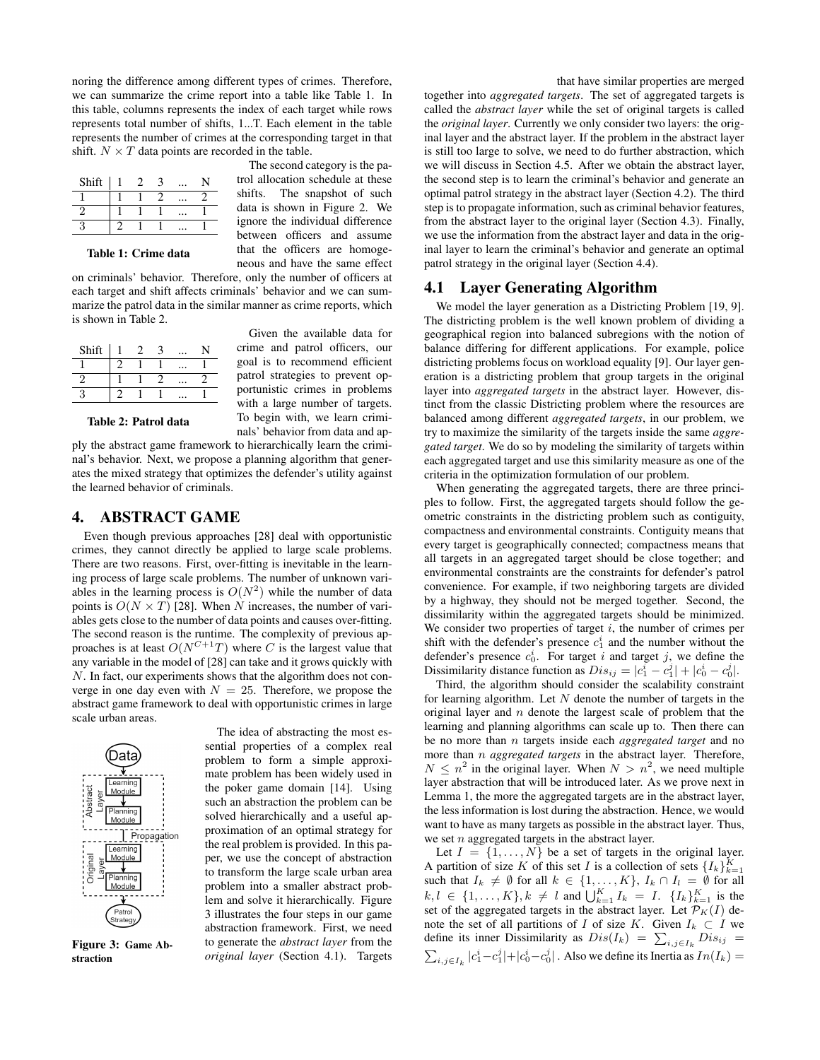noring the difference among different types of crimes. Therefore, we can summarize the crime report into a table like Table 1. In this table, columns represents the index of each target while rows represents total number of shifts, 1...T. Each element in the table represents the number of crimes at the corresponding target in that shift. $N \times T$ data points are recorded in the table.

| Shift | 1 | 2 | 3 | ... | N |
|---|---|---|---|---|---|
| 1 | 1 | 1 | 2 | ... | 2 |
| 2 | 1 | 1 | 1 | ... | 1 |
| 3 | 2 | 1 | 1 | ... | 1 |

**Table 1: Crime data**

The second category is the patrol allocation schedule at these shifts. The snapshot of such data is shown in Figure 2. We ignore the individual difference between officers and assume that the officers are homogeneous and have the same effect on criminals' behavior. Therefore, only the number of officers at each target and shift affects criminals' behavior and we can summarize the patrol data in the similar manner as crime reports, which is shown in Table 2.

| Shift | 1 | 2 | 3 | ... | N |
|---|---|---|---|---|---|
| 1 | 2 | 1 | 1 | ... | 1 |
| 2 | 1 | 1 | 2 | ... | 2 |
| 3 | 2 | 1 | 1 | ... | 1 |

**Table 2: Patrol data**

Given the available data for crime and patrol officers, our goal is to recommend efficient patrol strategies to prevent opportunistic crimes in problems with a large number of targets. To begin with, we learn criminals' behavior from data and apply the abstract game framework to hierarchically learn the criminal's behavior. Next, we propose a planning algorithm that generates the mixed strategy that optimizes the defender's utility against the learned behavior of criminals.

## 4. ABSTRACT GAME

Even though previous approaches [28] deal with opportunistic crimes, they cannot directly be applied to large scale problems. There are two reasons. First, over-fitting is inevitable in the learning process of large scale problems. The number of unknown variables in the learning process is $O(N^2)$ while the number of data points is $O(N \times T)$ [28]. When $N$ increases, the number of variables gets close to the number of data points and causes over-fitting. The second reason is the runtime. The complexity of previous approaches is at least $O(N^{C+1}T)$ where $C$ is the largest value that any variable in the model of [28] can take and it grows quickly with $N$. In fact, our experiments shows that the algorithm does not converge in one day even with $N = 25$. Therefore, we propose the abstract game framework to deal with opportunistic crimes in large scale urban areas.

Data → Abstract Layer (Learning Module → Planning Module) → Propagation → Original Layer (Learning Module → Planning Module) → Patrol Strategy

**Figure 3:** Game Abstraction

The idea of abstracting the most essential properties of a complex real problem to form a simple approximate problem has been widely used in the poker game domain [14]. Using such an abstraction the problem can be solved hierarchically and a useful approximation of an optimal strategy for the real problem is provided. In this paper, we use the concept of abstraction to transform the large scale urban area problem into a smaller abstract problem and solve it hierarchically. Figure 3 illustrates the four steps in our game abstraction framework. First, we need to generate the *abstract layer* from the *original layer* (Section 4.1). Targets that have similar properties are merged together into *aggregated targets*. The set of aggregated targets is called the *abstract layer* while the set of original targets is called the *original layer*. Currently we only consider two layers: the original layer and the abstract layer. If the problem in the abstract layer is still too large to solve, we need to do further abstraction, which we will discuss in Section 4.5. After we obtain the abstract layer, the second step is to learn the criminal's behavior and generate an optimal patrol strategy in the abstract layer (Section 4.2). The third step is to propagate information, such as criminal behavior features, from the abstract layer to the original layer (Section 4.3). Finally, we use the information from the abstract layer and data in the original layer to learn the criminal's behavior and generate an optimal patrol strategy in the original layer (Section 4.4).

### 4.1 Layer Generating Algorithm

We model the layer generation as a Districting Problem [19, 9]. The districting problem is the well known problem of dividing a geographical region into balanced subregions with the notion of balance differing for different applications. For example, police districting problems focus on workload equality [9]. Our layer generation is a districting problem that group targets in the original layer into *aggregated targets* in the abstract layer. However, distinct from the classic Districting problem where the resources are balanced among different *aggregated targets*, in our problem, we try to maximize the similarity of the targets inside the same *aggregated target*. We do so by modeling the similarity of targets within each aggregated target and use this similarity measure as one of the criteria in the optimization formulation of our problem.

When generating the aggregated targets, there are three principles to follow. First, the aggregated targets should follow the geometric constraints in the districting problem such as contiguity, compactness and environmental constraints. Contiguity means that every target is geographically connected; compactness means that all targets in an aggregated target should be close together; and environmental constraints are the constraints for defender's patrol convenience. For example, if two neighboring targets are divided by a highway, they should not be merged together. Second, the dissimilarity within the aggregated targets should be minimized. We consider two properties of target $i$, the number of crimes per shift with the defender's presence $c_1^i$ and the number without the defender's presence $c_0^i$. For target $i$ and target $j$, we define the Dissimilarity distance function as $Dis_{ij} = |c_1^i - c_1^j| + |c_0^i - c_0^j|$.

Third, the algorithm should consider the scalability constraint for learning algorithm. Let $N$ denote the number of targets in the original layer and $n$ denote the largest scale of problem that the learning and planning algorithms can scale up to. Then there can be no more than $n$ targets inside each *aggregated target* and no more than $n$ *aggregated targets* in the abstract layer. Therefore, $N \leq n^2$ in the original layer. When $N > n^2$, we need multiple layer abstraction that will be introduced later. As we prove next in Lemma 1, the more the aggregated targets are in the abstract layer, the less information is lost during the abstraction. Hence, we would want to have as many targets as possible in the abstract layer. Thus, we set $n$ aggregated targets in the abstract layer.

Let $I = \{1, \ldots, N\}$ be a set of targets in the original layer. A partition of size $K$ of this set $I$ is a collection of sets $\{I_k\}_{k=1}^K$ such that $I_k \neq \emptyset$ for all $k \in \{1, \ldots, K\}$, $I_k \cap I_l = \emptyset$ for all $k, l \in \{1, \ldots, K\}, k \neq l$ and $\bigcup_{k=1}^K I_k = I$. $\{I_k\}_{k=1}^K$ is the set of the aggregated targets in the abstract layer. Let $\mathcal{P}_K(I)$ denote the set of all partitions of $I$ of size $K$. Given $I_k \subset I$ we define its inner Dissimilarity as $Dis(I_k) = \sum_{i,j \in I_k} Dis_{ij} = \sum_{i,j \in I_k} |c_1^i - c_1^j| + |c_0^i - c_0^j|$. Also we define its Inertia as $In(I_k) =$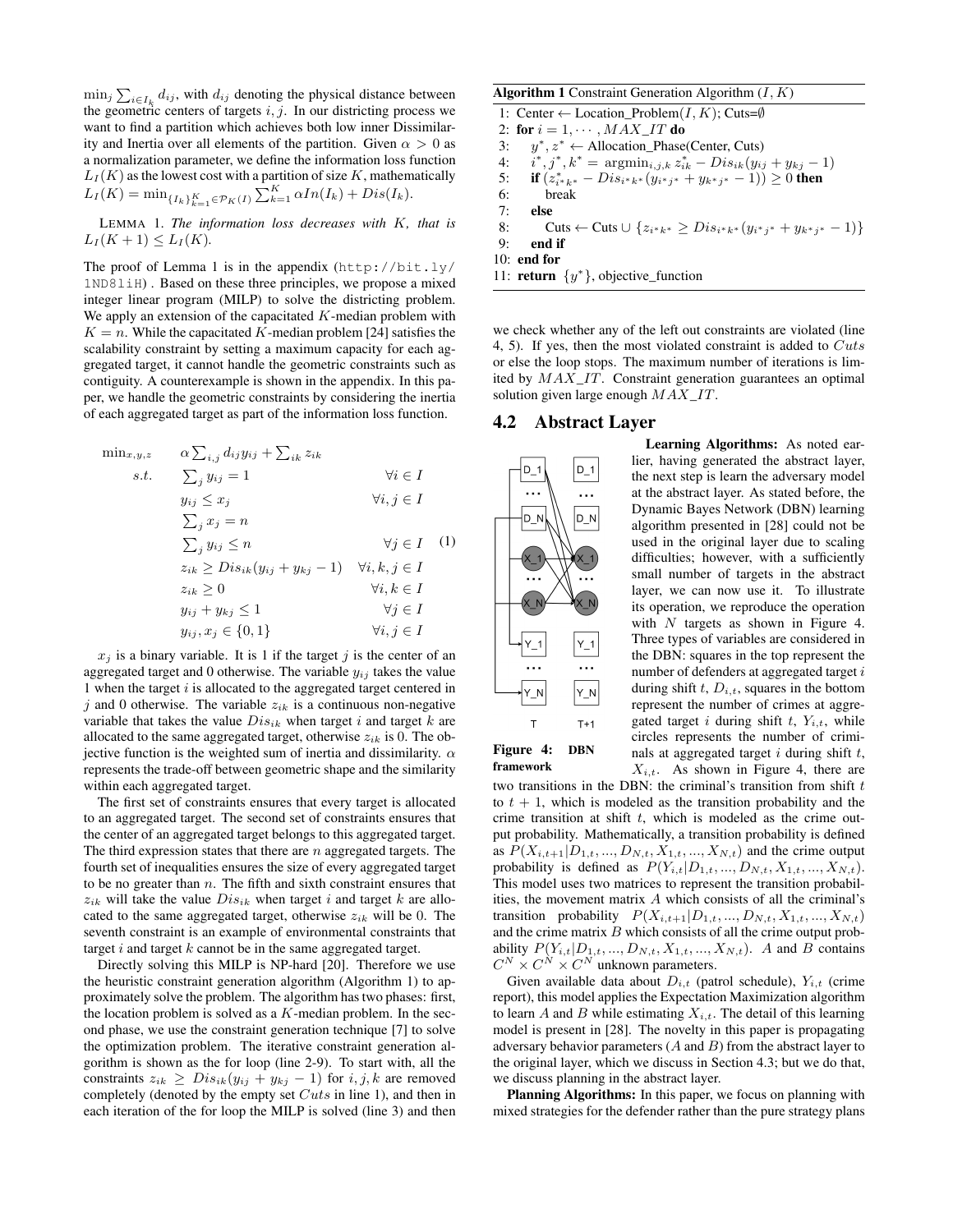$\min_j \sum_{i \in I_k} d_{ij}$, with $d_{ij}$ denoting the physical distance between the geometric centers of targets $i, j$. In our districting process we want to find a partition which achieves both low inner Dissimilarity and Inertia over all elements of the partition. Given $\alpha > 0$ as a normalization parameter, we define the information loss function $L_I(K)$ as the lowest cost with a partition of size $K$, mathematically $L_I(K) = \min_{\{I_k\}_{k=1}^K \in \mathcal{P}_K(I)} \sum_{k=1}^K \alpha In(I_k) + Dis(I_k)$.

LEMMA 1. *The information loss decreases with $K$, that is $L_I(K+1) \leq L_I(K)$.*

The proof of Lemma 1 is in the appendix (http://bit.ly/1ND8liH). Based on these three principles, we propose a mixed integer linear program (MILP) to solve the districting problem. We apply an extension of the capacitated $K$-median problem with $K = n$. While the capacitated $K$-median problem [24] satisfies the scalability constraint by setting a maximum capacity for each aggregated target, it cannot handle the geometric constraints such as contiguity. A counterexample is shown in the appendix. In this paper, we handle the geometric constraints by considering the inertia of each aggregated target as part of the information loss function.

$$
\begin{aligned}
\min_{x,y,z} \quad & \alpha \sum_{i,j} d_{ij} y_{ij} + \sum_{ik} z_{ik} \\
s.t. \quad & \sum_j y_{ij} = 1 && \forall i \in I \\
& y_{ij} \leq x_j && \forall i, j \in I \\
& \sum_j x_j = n \\
& \sum_j y_{ij} \leq n && \forall j \in I \\
& z_{ik} \geq Dis_{ik}(y_{ij} + y_{kj} - 1) && \forall i, k, j \in I \\
& z_{ik} \geq 0 && \forall i, k \in I \\
& y_{ij} + y_{kj} \leq 1 && \forall j \in I \\
& y_{ij}, x_j \in \{0, 1\} && \forall i, j \in I
\end{aligned} \tag{1}
$$

$x_j$ is a binary variable. It is 1 if the target $j$ is the center of an aggregated target and 0 otherwise. The variable $y_{ij}$ takes the value 1 when the target $i$ is allocated to the aggregated target centered in $j$ and 0 otherwise. The variable $z_{ik}$ is a continuous non-negative variable that takes the value $Dis_{ik}$ when target $i$ and target $k$ are allocated to the same aggregated target, otherwise $z_{ik}$ is 0. The objective function is the weighted sum of inertia and dissimilarity. $\alpha$ represents the trade-off between geometric shape and the similarity within each aggregated target.

The first set of constraints ensures that every target is allocated to an aggregated target. The second set of constraints ensures that the center of an aggregated target belongs to this aggregated target. The third expression states that there are $n$ aggregated targets. The fourth set of inequalities ensures the size of every aggregated target to be no greater than $n$. The fifth and sixth constraint ensures that $z_{ik}$ will take the value $Dis_{ik}$ when target $i$ and target $k$ are allocated to the same aggregated target, otherwise $z_{ik}$ will be 0. The seventh constraint is an example of environmental constraints that target $i$ and target $k$ cannot be in the same aggregated target.

Directly solving this MILP is NP-hard [20]. Therefore we use the heuristic constraint generation algorithm (Algorithm 1) to approximately solve the problem. The algorithm has two phases: first, the location problem is solved as a $K$-median problem. In the second phase, we use the constraint generation technique [7] to solve the optimization problem. The iterative constraint generation algorithm is shown as the for loop (line 2-9). To start with, all the constraints $z_{ik} \geq Dis_{ik}(y_{ij} + y_{kj} - 1)$ for $i, j, k$ are removed completely (denoted by the empty set $Cuts$ in line 1), and then in each iteration of the for loop the MILP is solved (line 3) and then we check whether any of the left out constraints are violated (line 4, 5). If yes, then the most violated constraint is added to $Cuts$ or else the loop stops. The maximum number of iterations is limited by $MAX\_IT$. Constraint generation guarantees an optimal solution given large enough $MAX\_IT$.

**Algorithm 1** Constraint Generation Algorithm $(I, K)$

```
1: Center ← Location_Problem(I, K); Cuts=∅
2: for i = 1, ··· , MAX_IT do
3:     y*, z* ← Allocation_Phase(Center, Cuts)
4:     i*, j*, k* = argmin_{i,j,k} z*_ik − Dis_ik(y_ij + y_kj − 1)
5:     if (z*_{i*k*} − Dis_{i*k*}(y_{i*j*} + y_{k*j*} − 1)) ≥ 0 then
6:         break
7:     else
8:         Cuts ← Cuts ∪ {z_{i*k*} ≥ Dis_{i*k*}(y_{i*j*} + y_{k*j*} − 1)}
9:     end if
10: end for
11: return {y*}, objective_function
```

## 4.2 Abstract Layer

**Learning Algorithms:** As noted earlier, having generated the abstract layer, the next step is learn the adversary model at the abstract layer. As stated before, the Dynamic Bayes Network (DBN) learning algorithm presented in [28] could not be used in the original layer due to scaling difficulties; however, with a sufficiently small number of targets in the abstract layer, we can now use it. To illustrate its operation, we reproduce the operation with $N$ targets as shown in Figure 4. Three types of variables are considered in the DBN: squares in the top represent the number of defenders at aggregated target $i$ during shift $t$, $D_{i,t}$, squares in the bottom represent the number of crimes at aggregated target $i$ during shift $t$, $Y_{i,t}$, while circles represents the number of criminals at aggregated target $i$ during shift $t$, $X_{i,t}$. As shown in Figure 4, there are two transitions in the DBN: the criminal's transition from shift $t$ to $t+1$, which is modeled as the transition probability and the crime transition at shift $t$, which is modeled as the crime output probability. Mathematically, a transition probability is defined as $P(X_{i,t+1}|D_{1,t},...,D_{N,t},X_{1,t},...,X_{N,t})$ and the crime output probability is defined as $P(Y_{i,t}|D_{1,t},...,D_{N,t},X_{1,t},...,X_{N,t})$. This model uses two matrices to represent the transition probabilities, the movement matrix $A$ which consists of all the criminal's transition probability $P(X_{i,t+1}|D_{1,t},...,D_{N,t},X_{1,t},...,X_{N,t})$ and the crime matrix $B$ which consists of all the crime output probability $P(Y_{i,t}|D_{1,t},...,D_{N,t},X_{1,t},...,X_{N,t})$. $A$ and $B$ contains $C^N \times C^N \times C^N$ unknown parameters.

**Figure 4: DBN framework**

Given available data about $D_{i,t}$ (patrol schedule), $Y_{i,t}$ (crime report), this model applies the Expectation Maximization algorithm to learn $A$ and $B$ while estimating $X_{i,t}$. The detail of this learning model is present in [28]. The novelty in this paper is propagating adversary behavior parameters ($A$ and $B$) from the abstract layer to the original layer, which we discuss in Section 4.3; but we do that, we discuss planning in the abstract layer.

**Planning Algorithms:** In this paper, we focus on planning with mixed strategies for the defender rather than the pure strategy plans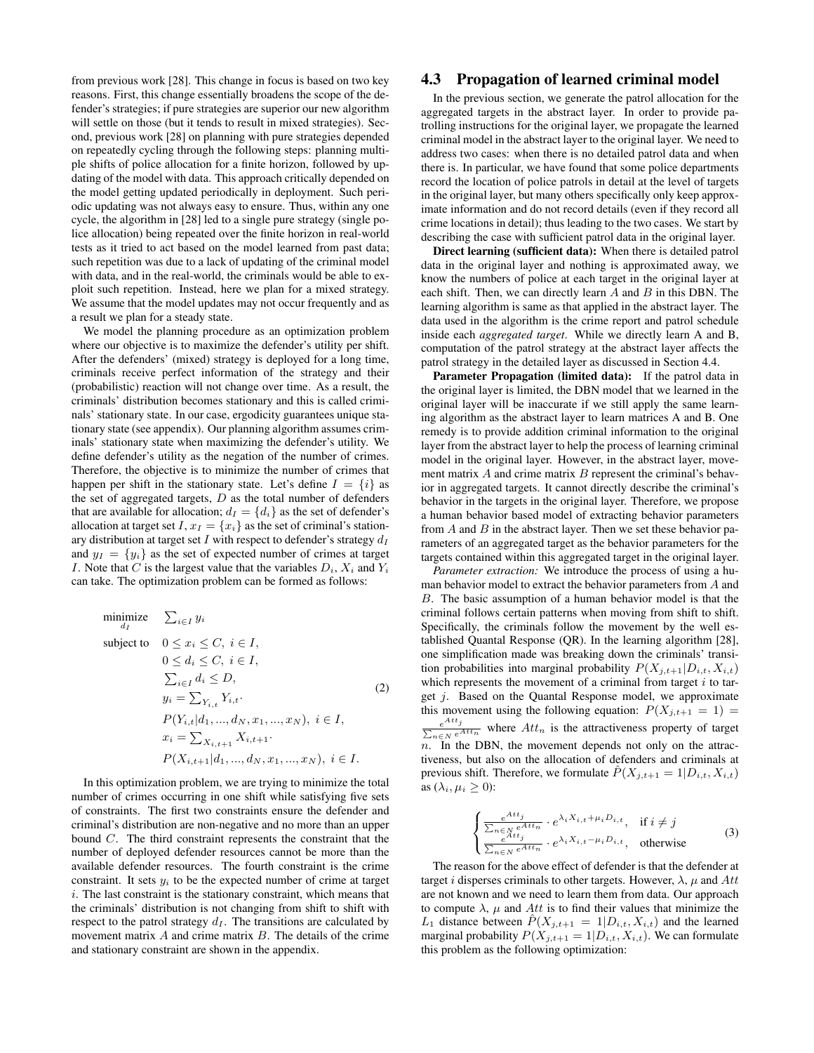from previous work [28]. This change in focus is based on two key reasons. First, this change essentially broadens the scope of the defender's strategies; if pure strategies are superior our new algorithm will settle on those (but it tends to result in mixed strategies). Second, previous work [28] on planning with pure strategies depended on repeatedly cycling through the following steps: planning multiple shifts of police allocation for a finite horizon, followed by updating of the model with data. This approach critically depended on the model getting updated periodically in deployment. Such periodic updating was not always easy to ensure. Thus, within any one cycle, the algorithm in [28] led to a single pure strategy (single police allocation) being repeated over the finite horizon in real-world tests as it tried to act based on the model learned from past data; such repetition was due to a lack of updating of the criminal model with data, and in the real-world, the criminals would be able to exploit such repetition. Instead, here we plan for a mixed strategy. We assume that the model updates may not occur frequently and as a result we plan for a steady state.

We model the planning procedure as an optimization problem where our objective is to maximize the defender's utility per shift. After the defenders' (mixed) strategy is deployed for a long time, criminals receive perfect information of the strategy and their (probabilistic) reaction will not change over time. As a result, the criminals' distribution becomes stationary and this is called criminals' stationary state. In our case, ergodicity guarantees unique stationary state (see appendix). Our planning algorithm assumes criminals' stationary state when maximizing the defender's utility. We define defender's utility as the negation of the number of crimes. Therefore, the objective is to minimize the number of crimes that happen per shift in the stationary state. Let's define $I = \{i\}$ as the set of aggregated targets, $D$ as the total number of defenders that are available for allocation; $d_I = \{d_i\}$ as the set of defender's allocation at target set $I$, $x_I = \{x_i\}$ as the set of criminal's stationary distribution at target set $I$ with respect to defender's strategy $d_I$ and $y_I = \{y_i\}$ as the set of expected number of crimes at target $I$. Note that $C$ is the largest value that the variables $D_i$, $X_i$ and $Y_i$ can take. The optimization problem can be formed as follows:

$$
\begin{aligned}
\underset{d_I}{\text{minimize}} \quad & \textstyle\sum_{i \in I} y_i \\
\text{subject to} \quad & 0 \leq x_i \leq C, \; i \in I, \\
& 0 \leq d_i \leq C, \; i \in I, \\
& \textstyle\sum_{i \in I} d_i \leq D, \\
& y_i = \textstyle\sum_{Y_{i,t}} Y_{i,t} \cdot \\
& P(Y_{i,t} | d_1, ..., d_N, x_1, ..., x_N), \; i \in I, \\
& x_i = \textstyle\sum_{X_{i,t+1}} X_{i,t+1} \cdot \\
& P(X_{i,t+1} | d_1, ..., d_N, x_1, ..., x_N), \; i \in I.
\end{aligned}
\tag{2}
$$

In this optimization problem, we are trying to minimize the total number of crimes occurring in one shift while satisfying five sets of constraints. The first two constraints ensure the defender and criminal's distribution are non-negative and no more than an upper bound $C$. The third constraint represents the constraint that the number of deployed defender resources cannot be more than the available defender resources. The fourth constraint is the crime constraint. It sets $y_i$ to be the expected number of crime at target $i$. The last constraint is the stationary constraint, which means that the criminals' distribution is not changing from shift to shift with respect to the patrol strategy $d_I$. The transitions are calculated by movement matrix $A$ and crime matrix $B$. The details of the crime and stationary constraint are shown in the appendix.

## 4.3 Propagation of learned criminal model

In the previous section, we generate the patrol allocation for the aggregated targets in the abstract layer. In order to provide patrolling instructions for the original layer, we propagate the learned criminal model in the abstract layer to the original layer. We need to address two cases: when there is no detailed patrol data and when there is. In particular, we have found that some police departments record the location of police patrols in detail at the level of targets in the original layer, but many others specifically only keep approximate information and do not record details (even if they record all crime locations in detail); thus leading to the two cases. We start by describing the case with sufficient patrol data in the original layer.

**Direct learning (sufficient data):** When there is detailed patrol data in the original layer and nothing is approximated away, we know the numbers of police at each target in the original layer at each shift. Then, we can directly learn $A$ and $B$ in this DBN. The learning algorithm is same as that applied in the abstract layer. The data used in the algorithm is the crime report and patrol schedule inside each *aggregated target*. While we directly learn A and B, computation of the patrol strategy at the abstract layer affects the patrol strategy in the detailed layer as discussed in Section 4.4.

**Parameter Propagation (limited data):** If the patrol data in the original layer is limited, the DBN model that we learned in the original layer will be inaccurate if we still apply the same learning algorithm as the abstract layer to learn matrices A and B. One remedy is to provide addition criminal information to the original layer from the abstract layer to help the process of learning criminal model in the original layer. However, in the abstract layer, movement matrix $A$ and crime matrix $B$ represent the criminal's behavior in aggregated targets. It cannot directly describe the criminal's behavior in the targets in the original layer. Therefore, we propose a human behavior based model of extracting behavior parameters from $A$ and $B$ in the abstract layer. Then we set these behavior parameters of an aggregated target as the behavior parameters for the targets contained within this aggregated target in the original layer.

*Parameter extraction:* We introduce the process of using a human behavior model to extract the behavior parameters from $A$ and $B$. The basic assumption of a human behavior model is that the criminal follows certain patterns when moving from shift to shift. Specifically, the criminals follow the movement by the well established Quantal Response (QR). In the learning algorithm [28], one simplification made was breaking down the criminals' transition probabilities into marginal probability $P(X_{j,t+1}|D_{i,t}, X_{i,t})$ which represents the movement of a criminal from target $i$ to target $j$. Based on the Quantal Response model, we approximate this movement using the following equation: $P(X_{j,t+1} = 1) = \frac{e^{Att_j}}{\sum_{n \in N} e^{Att_n}}$ where $Att_n$ is the attractiveness property of target $n$. In the DBN, the movement depends not only on the attractiveness, but also on the allocation of defenders and criminals at previous shift. Therefore, we formulate $\hat{P}(X_{j,t+1} = 1|D_{i,t}, X_{i,t})$ as ($\lambda_i, \mu_i \geq 0$):

$$
\begin{cases}
\frac{e^{Att_j}}{\sum_{n \in N} e^{Att_n}} \cdot e^{\lambda_i X_{i,t} + \mu_i D_{i,t}}, & \text{if } i \neq j \\
\frac{e^{Att_j}}{\sum_{n \in N} e^{Att_n}} \cdot e^{\lambda_i X_{i,t} - \mu_i D_{i,t}}, & \text{otherwise}
\end{cases}
\tag{3}
$$

The reason for the above effect of defender is that the defender at target $i$ disperses criminals to other targets. However, $\lambda$, $\mu$ and $Att$ are not known and we need to learn them from data. Our approach to compute $\lambda$, $\mu$ and $Att$ is to find their values that minimize the $L_1$ distance between $\hat{P}(X_{j,t+1} = 1|D_{i,t}, X_{i,t})$ and the learned marginal probability $P(X_{j,t+1} = 1|D_{i,t}, X_{i,t})$. We can formulate this problem as the following optimization: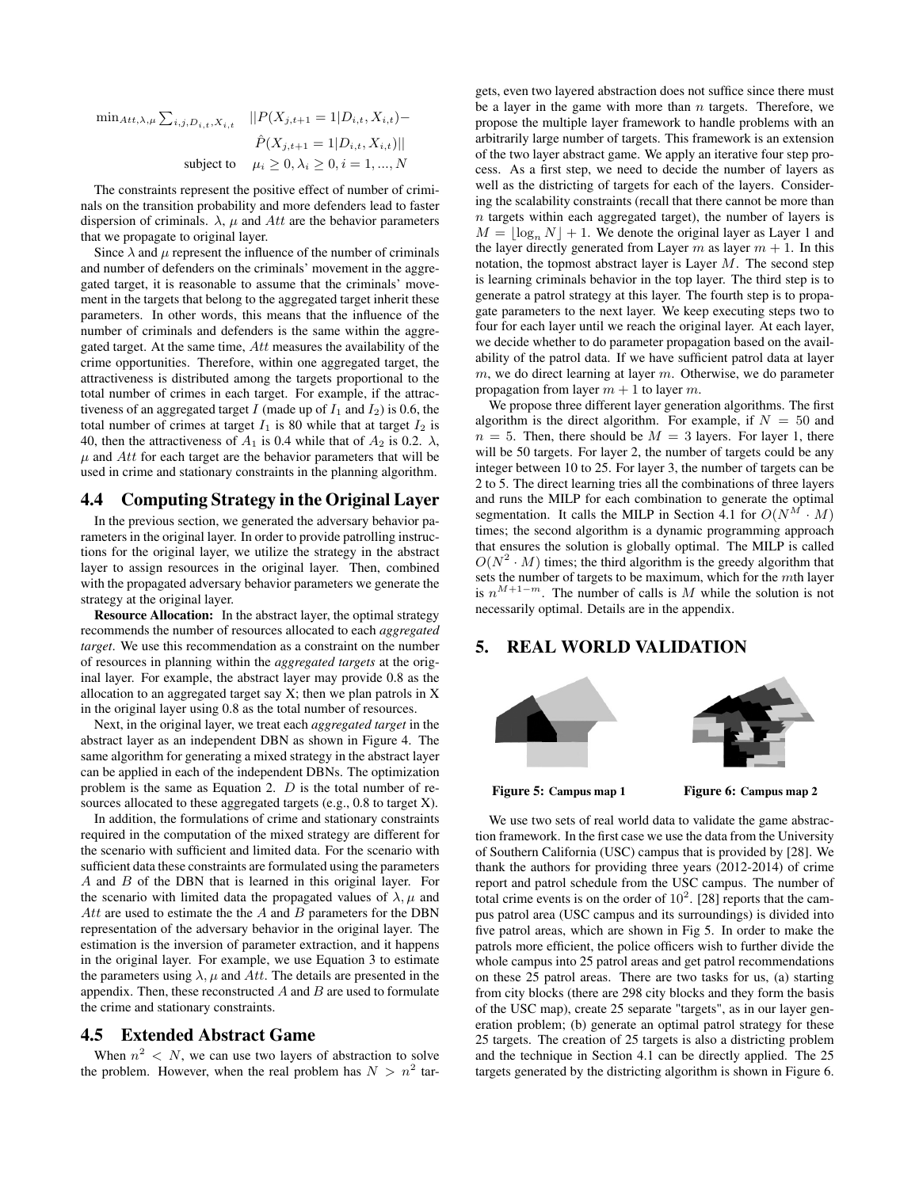$$\min_{Att,\lambda,\mu} \sum_{i,j,D_{i,t},X_{i,t}} \quad ||P(X_{j,t+1}=1|D_{i,t},X_{i,t})- \hat{P}(X_{j,t+1}=1|D_{i,t},X_{i,t})||$$

$$\text{subject to} \quad \mu_i \geq 0, \lambda_i \geq 0, i=1,...,N$$

The constraints represent the positive effect of number of criminals on the transition probability and more defenders lead to faster dispersion of criminals. $\lambda$, $\mu$ and $Att$ are the behavior parameters that we propagate to original layer.

Since $\lambda$ and $\mu$ represent the influence of the number of criminals and number of defenders on the criminals' movement in the aggregated target, it is reasonable to assume that the criminals' movement in the targets that belong to the aggregated target inherit these parameters. In other words, this means that the influence of the number of criminals and defenders is the same within the aggregated target. At the same time, $Att$ measures the availability of the crime opportunities. Therefore, within one aggregated target, the attractiveness is distributed among the targets proportional to the total number of crimes in each target. For example, if the attractiveness of an aggregated target $I$ (made up of $I_1$ and $I_2$) is 0.6, the total number of crimes at target $I_1$ is 80 while that at target $I_2$ is 40, then the attractiveness of $A_1$ is 0.4 while that of $A_2$ is 0.2. $\lambda$, $\mu$ and $Att$ for each target are the behavior parameters that will be used in crime and stationary constraints in the planning algorithm.

## 4.4 Computing Strategy in the Original Layer

In the previous section, we generated the adversary behavior parameters in the original layer. In order to provide patrolling instructions for the original layer, we utilize the strategy in the abstract layer to assign resources in the original layer. Then, combined with the propagated adversary behavior parameters we generate the strategy at the original layer.

**Resource Allocation:** In the abstract layer, the optimal strategy recommends the number of resources allocated to each *aggregated target*. We use this recommendation as a constraint on the number of resources in planning within the *aggregated targets* at the original layer. For example, the abstract layer may provide 0.8 as the allocation to an aggregated target say X; then we plan patrols in X in the original layer using 0.8 as the total number of resources.

Next, in the original layer, we treat each *aggregated target* in the abstract layer as an independent DBN as shown in Figure 4. The same algorithm for generating a mixed strategy in the abstract layer can be applied in each of the independent DBNs. The optimization problem is the same as Equation 2. $D$ is the total number of resources allocated to these aggregated targets (e.g., 0.8 to target X).

In addition, the formulations of crime and stationary constraints required in the computation of the mixed strategy are different for the scenario with sufficient and limited data. For the scenario with sufficient data these constraints are formulated using the parameters $A$ and $B$ of the DBN that is learned in this original layer. For the scenario with limited data the propagated values of $\lambda, \mu$ and $Att$ are used to estimate the the $A$ and $B$ parameters for the DBN representation of the adversary behavior in the original layer. The estimation is the inversion of parameter extraction, and it happens in the original layer. For example, we use Equation 3 to estimate the parameters using $\lambda, \mu$ and $Att$. The details are presented in the appendix. Then, these reconstructed $A$ and $B$ are used to formulate the crime and stationary constraints.

## 4.5 Extended Abstract Game

When $n^2 < N$, we can use two layers of abstraction to solve the problem. However, when the real problem has $N > n^2$ targets, even two layered abstraction does not suffice since there must be a layer in the game with more than $n$ targets. Therefore, we propose the multiple layer framework to handle problems with an arbitrarily large number of targets. This framework is an extension of the two layer abstract game. We apply an iterative four step process. As a first step, we need to decide the number of layers as well as the districting of targets for each of the layers. Considering the scalability constraints (recall that there cannot be more than $n$ targets within each aggregated target), the number of layers is $M = \lfloor \log_n N \rfloor + 1$. We denote the original layer as Layer 1 and the layer directly generated from Layer $m$ as layer $m+1$. In this notation, the topmost abstract layer is Layer $M$. The second step is learning criminals behavior in the top layer. The third step is to generate a patrol strategy at this layer. The fourth step is to propagate parameters to the next layer. We keep executing steps two to four for each layer until we reach the original layer. At each layer, we decide whether to do parameter propagation based on the availability of the patrol data. If we have sufficient patrol data at layer $m$, we do direct learning at layer $m$. Otherwise, we do parameter propagation from layer $m+1$ to layer $m$.

We propose three different layer generation algorithms. The first algorithm is the direct algorithm. For example, if $N = 50$ and $n = 5$. Then, there should be $M = 3$ layers. For layer 1, there will be 50 targets. For layer 2, the number of targets could be any integer between 10 to 25. For layer 3, the number of targets can be 2 to 5. The direct learning tries all the combinations of three layers and runs the MILP for each combination to generate the optimal segmentation. It calls the MILP in Section 4.1 for $O(N^M \cdot M)$ times; the second algorithm is a dynamic programming approach that ensures the solution is globally optimal. The MILP is called $O(N^2 \cdot M)$ times; the third algorithm is the greedy algorithm that sets the number of targets to be maximum, which for the $m$th layer is $n^{M+1-m}$. The number of calls is $M$ while the solution is not necessarily optimal. Details are in the appendix.

## 5. REAL WORLD VALIDATION

**Figure 5:** Campus map 1

**Figure 6:** Campus map 2

We use two sets of real world data to validate the game abstraction framework. In the first case we use the data from the University of Southern California (USC) campus that is provided by [28]. We thank the authors for providing three years (2012-2014) of crime report and patrol schedule from the USC campus. The number of total crime events is on the order of $10^2$. [28] reports that the campus patrol area (USC campus and its surroundings) is divided into five patrol areas, which are shown in Fig 5. In order to make the patrols more efficient, the police officers wish to further divide the whole campus into 25 patrol areas and get patrol recommendations on these 25 patrol areas. There are two tasks for us, (a) starting from city blocks (there are 298 city blocks and they form the basis of the USC map), create 25 separate "targets", as in our layer generation problem; (b) generate an optimal patrol strategy for these 25 targets. The creation of 25 targets is also a districting problem and the technique in Section 4.1 can be directly applied. The 25 targets generated by the districting algorithm is shown in Figure 6.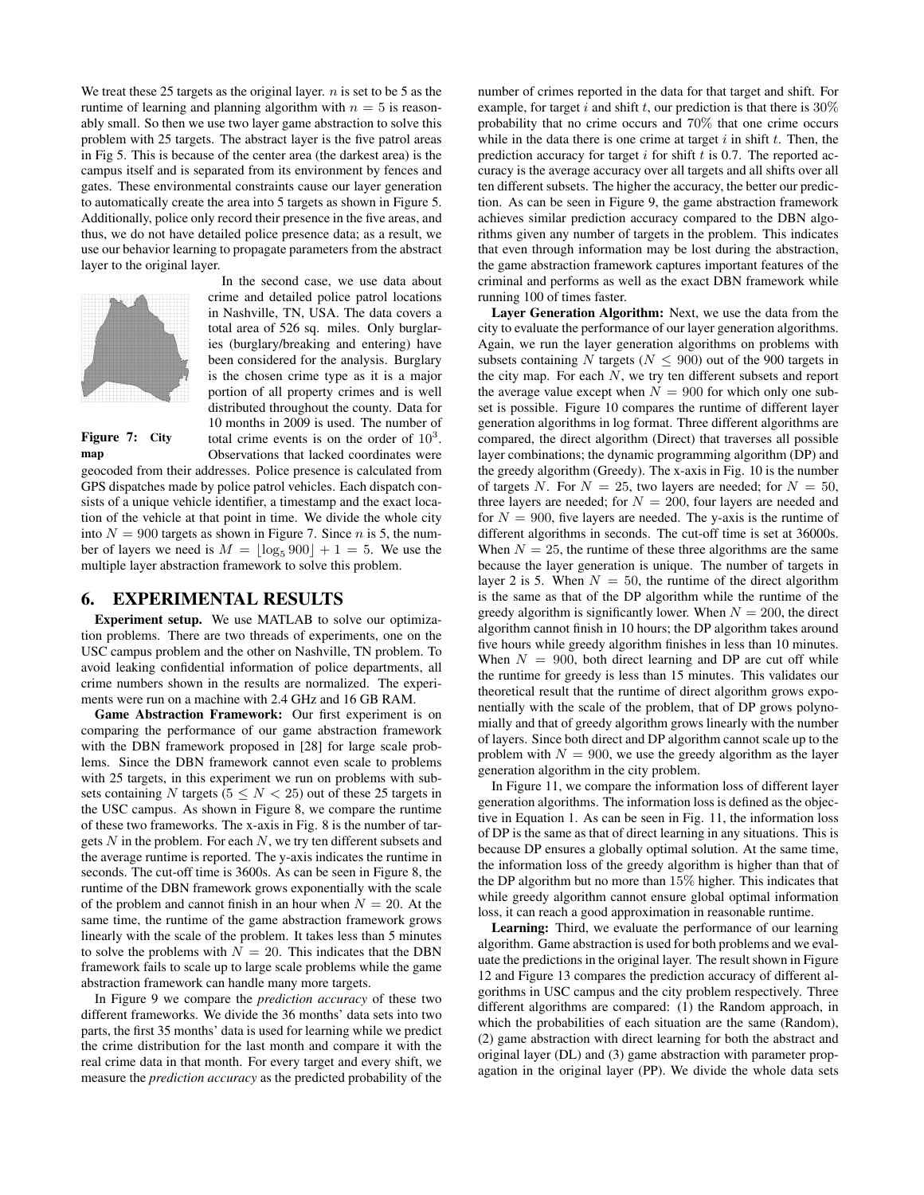We treat these 25 targets as the original layer. $n$ is set to be 5 as the runtime of learning and planning algorithm with $n = 5$ is reasonably small. So then we use two layer game abstraction to solve this problem with 25 targets. The abstract layer is the five patrol areas in Fig 5. This is because of the center area (the darkest area) is the campus itself and is separated from its environment by fences and gates. These environmental constraints cause our layer generation to automatically create the area into 5 targets as shown in Figure 5. Additionally, police only record their presence in the five areas, and thus, we do not have detailed police presence data; as a result, we use our behavior learning to propagate parameters from the abstract layer to the original layer.

**Figure 7: City map**

In the second case, we use data about crime and detailed police patrol locations in Nashville, TN, USA. The data covers a total area of 526 sq. miles. Only burglaries (burglary/breaking and entering) have been considered for the analysis. Burglary is the chosen crime type as it is a major portion of all property crimes and is well distributed throughout the county. Data for 10 months in 2009 is used. The number of total crime events is on the order of $10^3$. Observations that lacked coordinates were geocoded from their addresses. Police presence is calculated from GPS dispatches made by police patrol vehicles. Each dispatch consists of a unique vehicle identifier, a timestamp and the exact location of the vehicle at that point in time. We divide the whole city into $N = 900$ targets as shown in Figure 7. Since $n$ is 5, the number of layers we need is $M = \lfloor \log_5 900 \rfloor + 1 = 5$. We use the multiple layer abstraction framework to solve this problem.

## 6. EXPERIMENTAL RESULTS

**Experiment setup.** We use MATLAB to solve our optimization problems. There are two threads of experiments, one on the USC campus problem and the other on Nashville, TN problem. To avoid leaking confidential information of police departments, all crime numbers shown in the results are normalized. The experiments were run on a machine with 2.4 GHz and 16 GB RAM.

**Game Abstraction Framework:** Our first experiment is on comparing the performance of our game abstraction framework with the DBN framework proposed in [28] for large scale problems. Since the DBN framework cannot even scale to problems with 25 targets, in this experiment we run on problems with subsets containing $N$ targets ($5 \leq N < 25$) out of these 25 targets in the USC campus. As shown in Figure 8, we compare the runtime of these two frameworks. The x-axis in Fig. 8 is the number of targets $N$ in the problem. For each $N$, we try ten different subsets and the average runtime is reported. The y-axis indicates the runtime in seconds. The cut-off time is 3600s. As can be seen in Figure 8, the runtime of the DBN framework grows exponentially with the scale of the problem and cannot finish in an hour when $N = 20$. At the same time, the runtime of the game abstraction framework grows linearly with the scale of the problem. It takes less than 5 minutes to solve the problems with $N = 20$. This indicates that the DBN framework fails to scale up to large scale problems while the game abstraction framework can handle many more targets.

In Figure 9 we compare the *prediction accuracy* of these two different frameworks. We divide the 36 months' data sets into two parts, the first 35 months' data is used for learning while we predict the crime distribution for the last month and compare it with the real crime data in that month. For every target and every shift, we measure the *prediction accuracy* as the predicted probability of the number of crimes reported in the data for that target and shift. For example, for target $i$ and shift $t$, our prediction is that there is $30\%$ probability that no crime occurs and $70\%$ that one crime occurs while in the data there is one crime at target $i$ in shift $t$. Then, the prediction accuracy for target $i$ for shift $t$ is 0.7. The reported accuracy is the average accuracy over all targets and all shifts over all ten different subsets. The higher the accuracy, the better our prediction. As can be seen in Figure 9, the game abstraction framework achieves similar prediction accuracy compared to the DBN algorithms given any number of targets in the problem. This indicates that even through information may be lost during the abstraction, the game abstraction framework captures important features of the criminal and performs as well as the exact DBN framework while running 100 of times faster.

**Layer Generation Algorithm:** Next, we use the data from the city to evaluate the performance of our layer generation algorithms. Again, we run the layer generation algorithms on problems with subsets containing $N$ targets ($N \leq 900$) out of the 900 targets in the city map. For each $N$, we try ten different subsets and report the average value except when $N = 900$ for which only one subset is possible. Figure 10 compares the runtime of different layer generation algorithms in log format. Three different algorithms are compared, the direct algorithm (Direct) that traverses all possible layer combinations; the dynamic programming algorithm (DP) and the greedy algorithm (Greedy). The x-axis in Fig. 10 is the number of targets $N$. For $N = 25$, two layers are needed; for $N = 50$, three layers are needed; for $N = 200$, four layers are needed and for $N = 900$, five layers are needed. The y-axis is the runtime of different algorithms in seconds. The cut-off time is set at 36000s. When $N = 25$, the runtime of these three algorithms are the same because the layer generation is unique. The number of targets in layer 2 is 5. When $N = 50$, the runtime of the direct algorithm is the same as that of the DP algorithm while the runtime of the greedy algorithm is significantly lower. When $N = 200$, the direct algorithm cannot finish in 10 hours; the DP algorithm takes around five hours while greedy algorithm finishes in less than 10 minutes. When $N = 900$, both direct learning and DP are cut off while the runtime for greedy is less than 15 minutes. This validates our theoretical result that the runtime of direct algorithm grows exponentially with the scale of the problem, that of DP grows polynomially and that of greedy algorithm grows linearly with the number of layers. Since both direct and DP algorithm cannot scale up to the problem with $N = 900$, we use the greedy algorithm as the layer generation algorithm in the city problem.

In Figure 11, we compare the information loss of different layer generation algorithms. The information loss is defined as the objective in Equation 1. As can be seen in Fig. 11, the information loss of DP is the same as that of direct learning in any situations. This is because DP ensures a globally optimal solution. At the same time, the information loss of the greedy algorithm is higher than that of the DP algorithm but no more than $15\%$ higher. This indicates that while greedy algorithm cannot ensure global optimal information loss, it can reach a good approximation in reasonable runtime.

**Learning:** Third, we evaluate the performance of our learning algorithm. Game abstraction is used for both problems and we evaluate the predictions in the original layer. The result shown in Figure 12 and Figure 13 compares the prediction accuracy of different algorithms in USC campus and the city problem respectively. Three different algorithms are compared: (1) the Random approach, in which the probabilities of each situation are the same (Random), (2) game abstraction with direct learning for both the abstract and original layer (DL) and (3) game abstraction with parameter propagation in the original layer (PP). We divide the whole data sets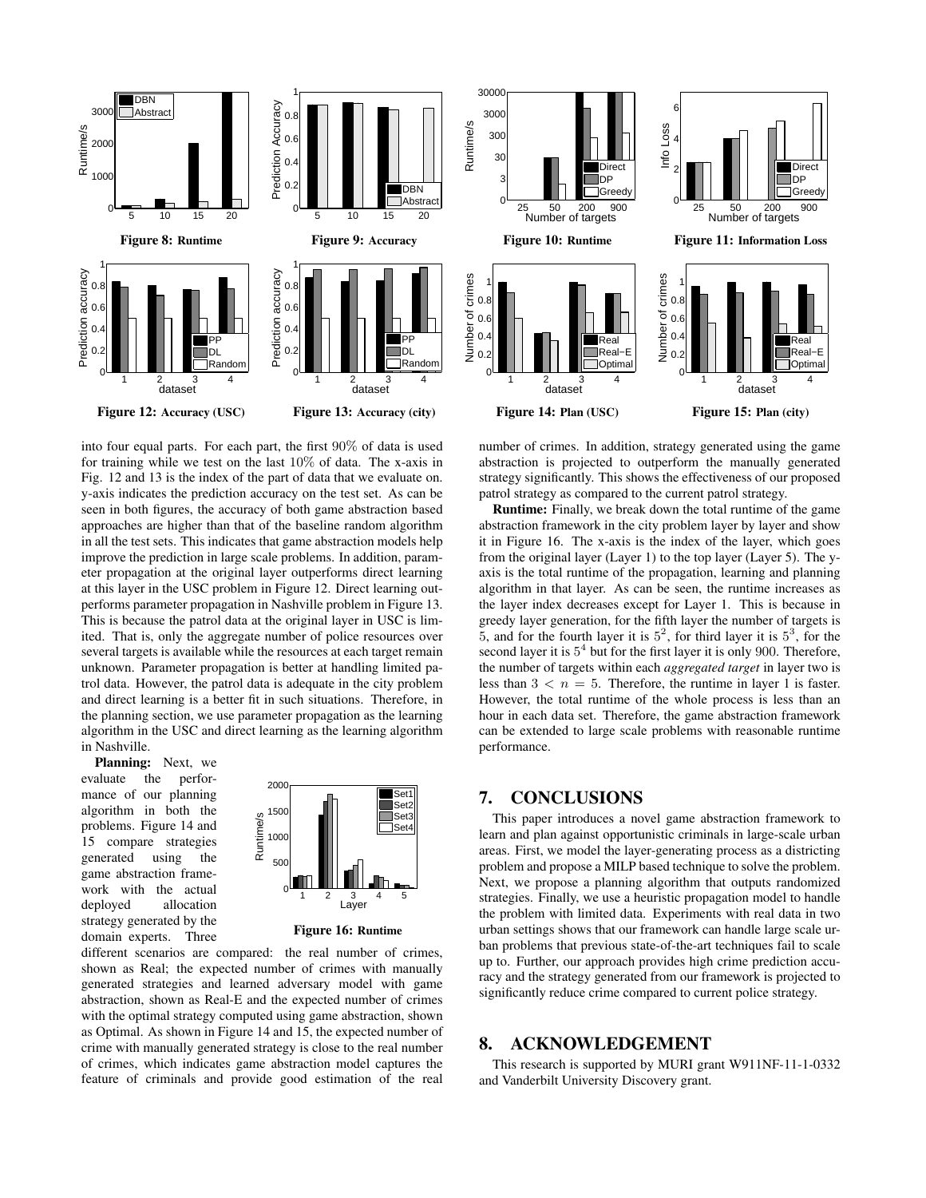Figure 8: **Runtime**

Figure 9: **Accuracy**

Figure 10: **Runtime**

Figure 11: **Information Loss**

Figure 12: **Accuracy (USC)**

Figure 13: **Accuracy (city)**

Figure 14: **Plan (USC)**

Figure 15: **Plan (city)**

into four equal parts. For each part, the first 90% of data is used for training while we test on the last 10% of data. The x-axis in Fig. 12 and 13 is the index of the part of data that we evaluate on. y-axis indicates the prediction accuracy on the test set. As can be seen in both figures, the accuracy of both game abstraction based approaches are higher than that of the baseline random algorithm in all the test sets. This indicates that game abstraction models help improve the prediction in large scale problems. In addition, parameter propagation at the original layer outperforms direct learning at this layer in the USC problem in Figure 12. Direct learning outperforms parameter propagation in Nashville problem in Figure 13. This is because the patrol data at the original layer in USC is limited. That is, only the aggregate number of police resources over several targets is available while the resources at each target remain unknown. Parameter propagation is better at handling limited patrol data. However, the patrol data is adequate in the city problem and direct learning is a better fit in such situations. Therefore, in the planning section, we use parameter propagation as the learning algorithm in the USC and direct learning as the learning algorithm in Nashville.

**Planning:** Next, we evaluate the performance of our planning algorithm in both the problems. Figure 14 and 15 compare strategies generated using the game abstraction framework with the actual deployed allocation strategy generated by the domain experts. Three different scenarios are compared: the real number of crimes, shown as Real; the expected number of crimes with manually generated strategies and learned adversary model with game abstraction, shown as Real-E and the expected number of crimes with the optimal strategy computed using game abstraction, shown as Optimal. As shown in Figure 14 and 15, the expected number of crime with manually generated strategy is close to the real number of crimes, which indicates game abstraction model captures the feature of criminals and provide good estimation of the real number of crimes. In addition, strategy generated using the game abstraction is projected to outperform the manually generated strategy significantly. This shows the effectiveness of our proposed patrol strategy as compared to the current patrol strategy.

Figure 16: **Runtime**

**Runtime:** Finally, we break down the total runtime of the game abstraction framework in the city problem layer by layer and show it in Figure 16. The x-axis is the index of the layer, which goes from the original layer (Layer 1) to the top layer (Layer 5). The y-axis is the total runtime of the propagation, learning and planning algorithm in that layer. As can be seen, the runtime increases as the layer index decreases except for Layer 1. This is because in greedy layer generation, for the fifth layer the number of targets is 5, and for the fourth layer it is $5^2$, for third layer it is $5^3$, for the second layer it is $5^4$ but for the first layer it is only 900. Therefore, the number of targets within each *aggregated target* in layer two is less than $3 < n = 5$. Therefore, the runtime in layer 1 is faster. However, the total runtime of the whole process is less than an hour in each data set. Therefore, the game abstraction framework can be extended to large scale problems with reasonable runtime performance.

## 7. CONCLUSIONS

This paper introduces a novel game abstraction framework to learn and plan against opportunistic criminals in large-scale urban areas. First, we model the layer-generating process as a districting problem and propose a MILP based technique to solve the problem. Next, we propose a planning algorithm that outputs randomized strategies. Finally, we use a heuristic propagation model to handle the problem with limited data. Experiments with real data in two urban settings shows that our framework can handle large scale urban problems that previous state-of-the-art techniques fail to scale up to. Further, our approach provides high crime prediction accuracy and the strategy generated from our framework is projected to significantly reduce crime compared to current police strategy.

## 8. ACKNOWLEDGEMENT

This research is supported by MURI grant W911NF-11-1-0332 and Vanderbilt University Discovery grant.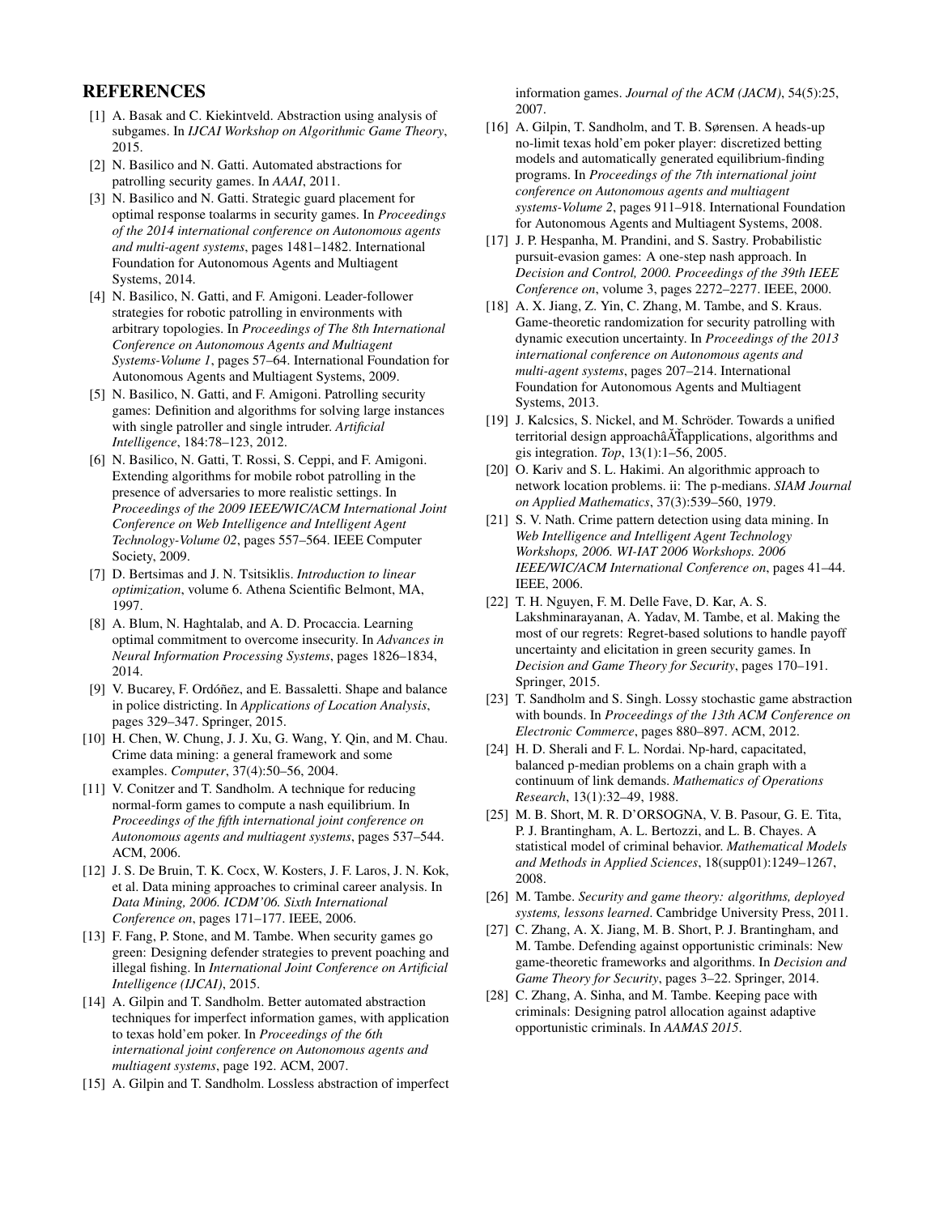# REFERENCES

[1] A. Basak and C. Kiekintveld. Abstraction using analysis of subgames. In *IJCAI Workshop on Algorithmic Game Theory*, 2015.

[2] N. Basilico and N. Gatti. Automated abstractions for patrolling security games. In *AAAI*, 2011.

[3] N. Basilico and N. Gatti. Strategic guard placement for optimal response toalarms in security games. In *Proceedings of the 2014 international conference on Autonomous agents and multi-agent systems*, pages 1481–1482. International Foundation for Autonomous Agents and Multiagent Systems, 2014.

[4] N. Basilico, N. Gatti, and F. Amigoni. Leader-follower strategies for robotic patrolling in environments with arbitrary topologies. In *Proceedings of The 8th International Conference on Autonomous Agents and Multiagent Systems-Volume 1*, pages 57–64. International Foundation for Autonomous Agents and Multiagent Systems, 2009.

[5] N. Basilico, N. Gatti, and F. Amigoni. Patrolling security games: Definition and algorithms for solving large instances with single patroller and single intruder. *Artificial Intelligence*, 184:78–123, 2012.

[6] N. Basilico, N. Gatti, T. Rossi, S. Ceppi, and F. Amigoni. Extending algorithms for mobile robot patrolling in the presence of adversaries to more realistic settings. In *Proceedings of the 2009 IEEE/WIC/ACM International Joint Conference on Web Intelligence and Intelligent Agent Technology-Volume 02*, pages 557–564. IEEE Computer Society, 2009.

[7] D. Bertsimas and J. N. Tsitsiklis. *Introduction to linear optimization*, volume 6. Athena Scientific Belmont, MA, 1997.

[8] A. Blum, N. Haghtalab, and A. D. Procaccia. Learning optimal commitment to overcome insecurity. In *Advances in Neural Information Processing Systems*, pages 1826–1834, 2014.

[9] V. Bucarey, F. Ordóñez, and E. Bassaletti. Shape and balance in police districting. In *Applications of Location Analysis*, pages 329–347. Springer, 2015.

[10] H. Chen, W. Chung, J. J. Xu, G. Wang, Y. Qin, and M. Chau. Crime data mining: a general framework and some examples. *Computer*, 37(4):50–56, 2004.

[11] V. Conitzer and T. Sandholm. A technique for reducing normal-form games to compute a nash equilibrium. In *Proceedings of the fifth international joint conference on Autonomous agents and multiagent systems*, pages 537–544. ACM, 2006.

[12] J. S. De Bruin, T. K. Cocx, W. Kosters, J. F. Laros, J. N. Kok, et al. Data mining approaches to criminal career analysis. In *Data Mining, 2006. ICDM'06. Sixth International Conference on*, pages 171–177. IEEE, 2006.

[13] F. Fang, P. Stone, and M. Tambe. When security games go green: Designing defender strategies to prevent poaching and illegal fishing. In *International Joint Conference on Artificial Intelligence (IJCAI)*, 2015.

[14] A. Gilpin and T. Sandholm. Better automated abstraction techniques for imperfect information games, with application to texas hold'em poker. In *Proceedings of the 6th international joint conference on Autonomous agents and multiagent systems*, page 192. ACM, 2007.

[15] A. Gilpin and T. Sandholm. Lossless abstraction of imperfect information games. *Journal of the ACM (JACM)*, 54(5):25, 2007.

[16] A. Gilpin, T. Sandholm, and T. B. Sørensen. A heads-up no-limit texas hold'em poker player: discretized betting models and automatically generated equilibrium-finding programs. In *Proceedings of the 7th international joint conference on Autonomous agents and multiagent systems-Volume 2*, pages 911–918. International Foundation for Autonomous Agents and Multiagent Systems, 2008.

[17] J. P. Hespanha, M. Prandini, and S. Sastry. Probabilistic pursuit-evasion games: A one-step nash approach. In *Decision and Control, 2000. Proceedings of the 39th IEEE Conference on*, volume 3, pages 2272–2277. IEEE, 2000.

[18] A. X. Jiang, Z. Yin, C. Zhang, M. Tambe, and S. Kraus. Game-theoretic randomization for security patrolling with dynamic execution uncertainty. In *Proceedings of the 2013 international conference on Autonomous agents and multi-agent systems*, pages 207–214. International Foundation for Autonomous Agents and Multiagent Systems, 2013.

[19] J. Kalcsics, S. Nickel, and M. Schröder. Towards a unified territorial design approachâĂŤapplications, algorithms and gis integration. *Top*, 13(1):1–56, 2005.

[20] O. Kariv and S. L. Hakimi. An algorithmic approach to network location problems. ii: The p-medians. *SIAM Journal on Applied Mathematics*, 37(3):539–560, 1979.

[21] S. V. Nath. Crime pattern detection using data mining. In *Web Intelligence and Intelligent Agent Technology Workshops, 2006. WI-IAT 2006 Workshops. 2006 IEEE/WIC/ACM International Conference on*, pages 41–44. IEEE, 2006.

[22] T. H. Nguyen, F. M. Delle Fave, D. Kar, A. S. Lakshminarayanan, A. Yadav, M. Tambe, et al. Making the most of our regrets: Regret-based solutions to handle payoff uncertainty and elicitation in green security games. In *Decision and Game Theory for Security*, pages 170–191. Springer, 2015.

[23] T. Sandholm and S. Singh. Lossy stochastic game abstraction with bounds. In *Proceedings of the 13th ACM Conference on Electronic Commerce*, pages 880–897. ACM, 2012.

[24] H. D. Sherali and F. L. Nordai. Np-hard, capacitated, balanced p-median problems on a chain graph with a continuum of link demands. *Mathematics of Operations Research*, 13(1):32–49, 1988.

[25] M. B. Short, M. R. D'ORSOGNA, V. B. Pasour, G. E. Tita, P. J. Brantingham, A. L. Bertozzi, and L. B. Chayes. A statistical model of criminal behavior. *Mathematical Models and Methods in Applied Sciences*, 18(supp01):1249–1267, 2008.

[26] M. Tambe. *Security and game theory: algorithms, deployed systems, lessons learned*. Cambridge University Press, 2011.

[27] C. Zhang, A. X. Jiang, M. B. Short, P. J. Brantingham, and M. Tambe. Defending against opportunistic criminals: New game-theoretic frameworks and algorithms. In *Decision and Game Theory for Security*, pages 3–22. Springer, 2014.

[28] C. Zhang, A. Sinha, and M. Tambe. Keeping pace with criminals: Designing patrol allocation against adaptive opportunistic criminals. In *AAMAS 2015*.